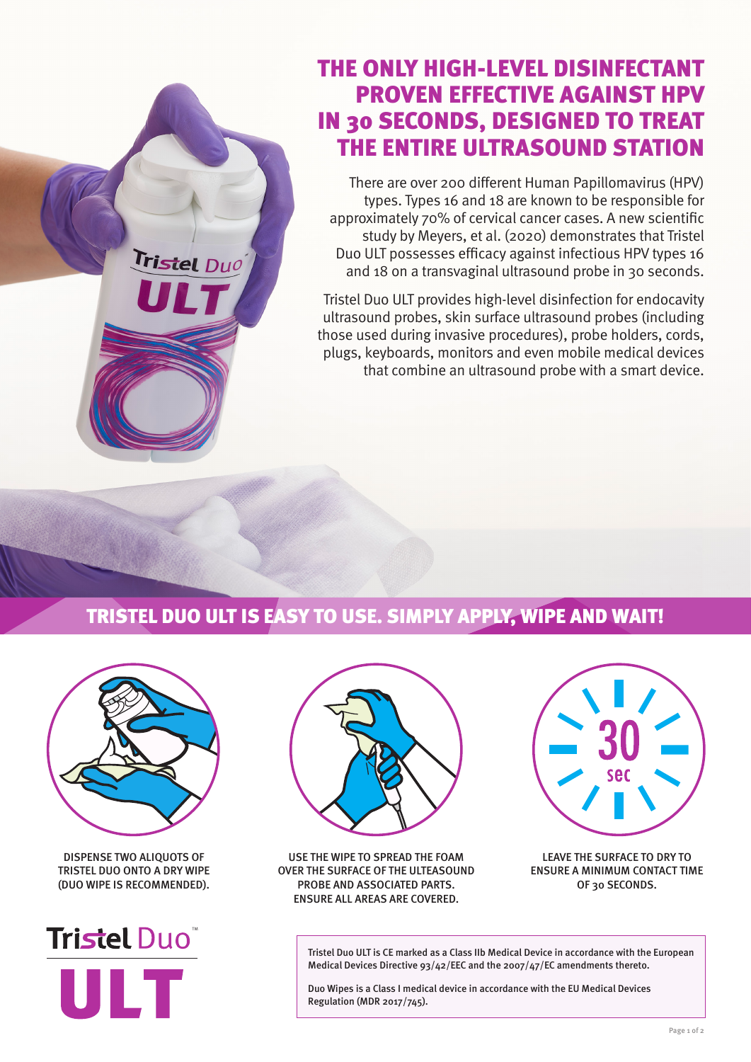# THE ONLY HIGH-LEVEL DISINFECTANT PROVEN EFFECTIVE AGAINST HPV IN 30 SECONDS, DESIGNED TO TREAT THE ENTIRE ULTRASOUND STATION

There are over 200 different Human Papillomavirus (HPV) types. Types 16 and 18 are known to be responsible for approximately 70% of cervical cancer cases. A new scientific study by Meyers, et al. (2020) demonstrates that Tristel Duo ULT possesses efficacy against infectious HPV types 16 and 18 on a transvaginal ultrasound probe in 30 seconds.

Tristel Duo ULT provides high-level disinfection for endocavity ultrasound probes, skin surface ultrasound probes (including those used during invasive procedures), probe holders, cords, plugs, keyboards, monitors and even mobile medical devices that combine an ultrasound probe with a smart device.

## TRISTEL DUO ULT IS EASY TO USE. SIMPLY APPLY, WIPE AND WAIT!

DISPENSE TWO ALIQUOTS OF TRISTEL DUO ONTO A DRY WIPE (DUO WIPE IS RECOMMENDED).

USE THE WIPE TO SPREAD THE FOAM OVER THE SURFACE OF THE ULTEASOUND PROBE AND ASSOCIATED PARTS. ENSURE ALL AREAS ARE COVERED.

LEAVE THE SURFACE TO DRY TO ENSURE A MINIMUM CONTACT TIME OF 30 SECONDS.

**Tristel Duo™ ULT**

Tristel Duo ULT is CE marked as a Class IIb Medical Device in accordance with the European Medical Devices Directive 93/42/EEC and the 2007/47/EC amendments thereto.

Duo Wipes is a Class I medical device in accordance with the EU Medical Devices Regulation (MDR 2017/745).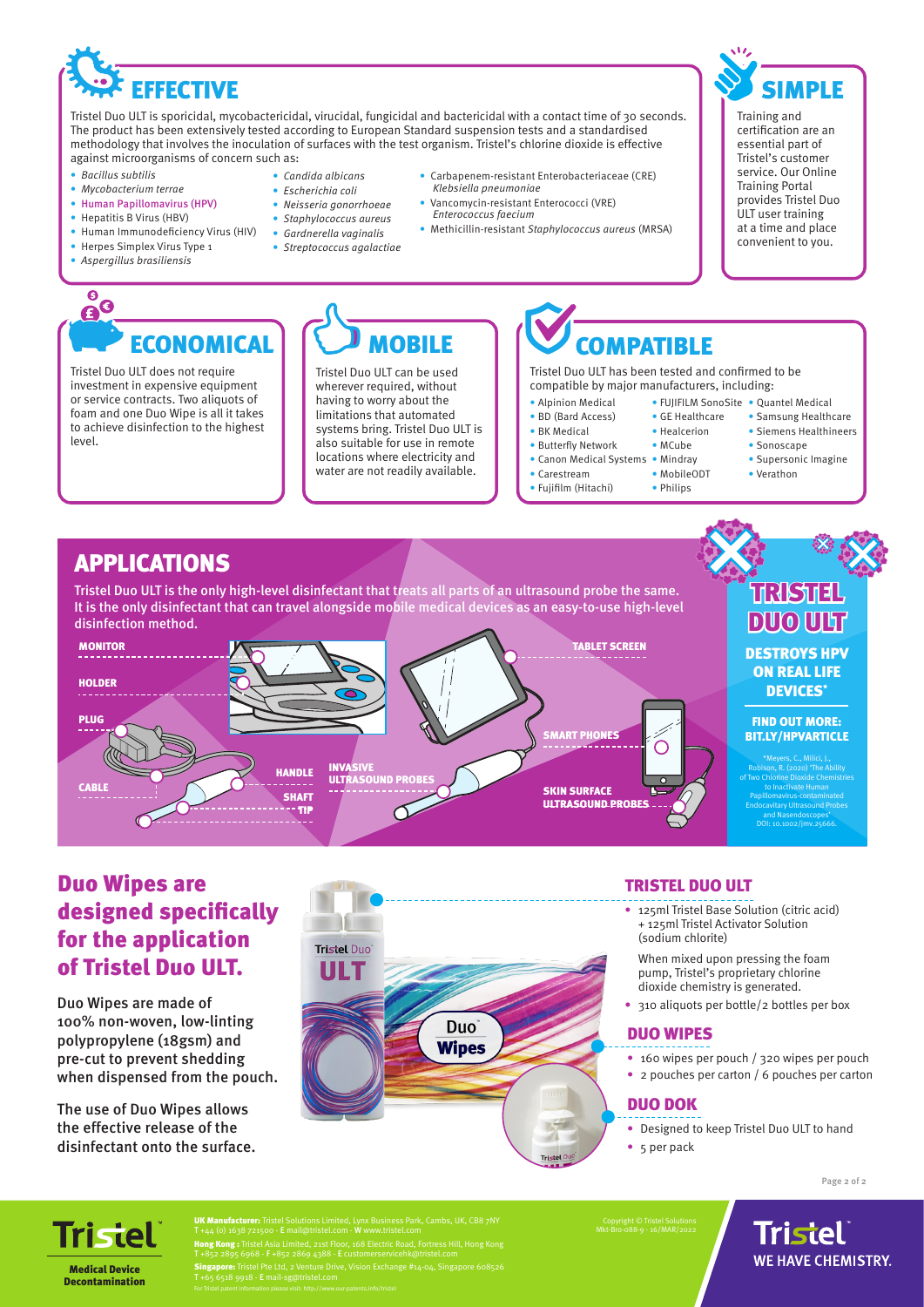## EFFECTIVE

Tristel Duo ULT is sporicidal, mycobactericidal, virucidal, fungicidal and bactericidal with a contact time of 30 seconds. The product has been extensively tested according to European Standard suspension tests and a standardised methodology that involves the inoculation of surfaces with the test organism. Tristel's chlorine dioxide is effective against microorganisms of concern such as:

- *Bacillus subtilis*
- *Mycobacterium terrae*
- Human Papillomavirus (HPV)
- Hepatitis B Virus (HBV)
- Human Immunodeficiency Virus (HIV)
- Herpes Simplex Virus Type 1
- *Aspergillus brasiliensis*
- *Candida albicans*
- *Escherichia coli*
- *Neisseria gonorrhoeae*
- *Staphylococcus aureus*
- *Gardnerella vaginalis*
- *Streptococcus agalactiae*
- Carbapenem-resistant Enterobacteriaceae (CRE) *Klebsiella pneumoniae*
- Vancomycin-resistant Enterococci (VRE) *Enterococcus faecium*
- Methicillin-resistant *Staphylococcus aureus* (MRSA)

## SIMPLE

Training and certification are an essential part of Tristel's customer service. Our Online Training Portal provides Tristel Duo ULT user training at a time and place convenient to you.

## ECONOMICAL

Tristel Duo ULT does not require investment in expensive equipment or service contracts. Two aliquots of foam and one Duo Wipe is all it takes to achieve disinfection to the highest level.

## MOBILE

Tristel Duo ULT can be used wherever required, without having to worry about the limitations that automated systems bring. Tristel Duo ULT is also suitable for use in remote locations where electricity and water are not readily available.

## COMPATIBLE

Tristel Duo ULT has been tested and confirmed to be compatible by major manufacturers, including:

- Alpinion Medical
- BD (Bard Access)
- BK Medical
- Butterfly Network
- Canon Medical Systems
- Carestream
- Fujifilm (Hitachi)
- FUJIFILM SonoSite
- GE Healthcare
- Healcerion
- MCube
- Mindray
- MobileODT
- Philips
- Quantel Medical
- Samsung Healthcare
- Siemens Healthineers
- Sonoscape
- Supersonic Imagine
- Verathon

## APPLICATIONS

**Tristel Duo ULT is the only high-level disinfectant that treats all parts of an ultrasound probe the same. It is the only disinfectant that can travel alongside mobile medical devices as an easy-to-use high-level disinfection method.**

MONITOR
HOLDER
PLUG
CABLE
HANDLE
SHAFT
TIP
INVASIVE ULTRASOUND PROBES
TABLET SCREEN
SMART PHONES
SKIN SURFACE ULTRASOUND PROBES

### TRISTEL DUO ULT

**DESTROYS HPV ON REAL LIFE DEVICES***

**FIND OUT MORE: BIT.LY/HPVARTICLE**

*Meyers, C., Milici, J., Robison, R. (2020) 'The Ability of Two Chlorine Dioxide Chemistries to Inactivate Human Papillomavirus-contaminated Endocavitary Ultrasound Probes and Nasendoscopes' DOI: 10.1002/jmv.25666.

## Duo Wipes are designed specifically for the application of Tristel Duo ULT.

Duo Wipes are made of 100% non-woven, low-linting polypropylene (18gsm) and pre-cut to prevent shedding when dispensed from the pouch.

The use of Duo Wipes allows the effective release of the disinfectant onto the surface.

### TRISTEL DUO ULT

- 125ml Tristel Base Solution (citric acid) + 125ml Tristel Activator Solution (sodium chlorite)

  When mixed upon pressing the foam pump, Tristel's proprietary chlorine dioxide chemistry is generated.

- 310 aliquots per bottle/2 bottles per box

### DUO WIPES

- 160 wipes per pouch / 320 wipes per pouch
- 2 pouches per carton / 6 pouches per carton

### DUO DOK

- Designed to keep Tristel Duo ULT to hand
- 5 per pack

Tristel Medical Device Decontamination

**UK Manufacturer:** Tristel Solutions Limited, Lynx Business Park, Cambs, UK, CB8 7NY
T +44 (0) 1638 721500 - E mail@tristel.com - W www.tristel.com
**Hong Kong :** Tristel Asia Limited, 21st Floor, 168 Electric Road, Fortress Hill, Hong Kong
T +852 2895 6968 - F +852 2869 4388 - E customerservicehk@tristel.com
**Singapore:** Tristel Pte Ltd, 2 Venture Drive, Vision Exchange #14-04, Singapore 608526
T +65 6518 9918 - E mail-sg@tristel.com
For Tristel patent information please visit: http://www.our-patents.info/tristel

Copyright © Tristel Solutions
Mkt-Bro-088-9 - 16/MAR/2022

Tristel WE HAVE CHEMISTRY.